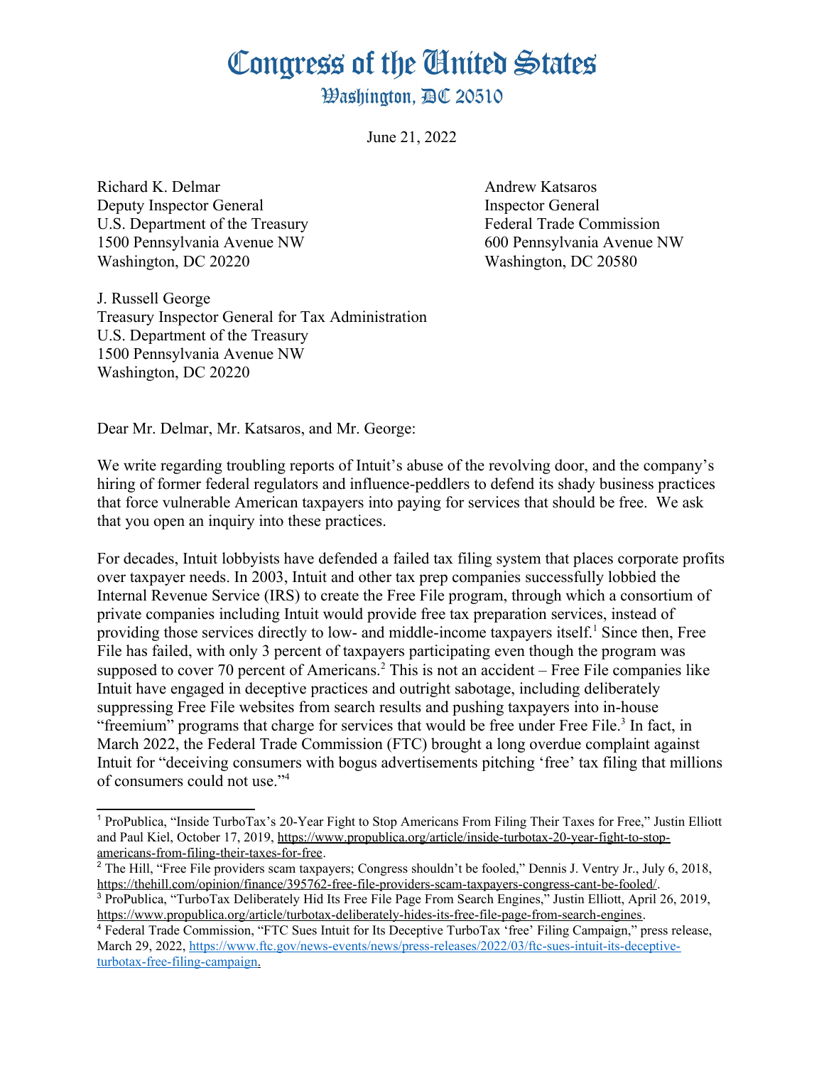# Congress of the United States

## Washington, DC 20510

June 21, 2022

Richard K. Delmar
Deputy Inspector General
U.S. Department of the Treasury
1500 Pennsylvania Avenue NW
Washington, DC 20220

Andrew Katsaros
Inspector General
Federal Trade Commission
600 Pennsylvania Avenue NW
Washington, DC 20580

J. Russell George
Treasury Inspector General for Tax Administration
U.S. Department of the Treasury
1500 Pennsylvania Avenue NW
Washington, DC 20220

Dear Mr. Delmar, Mr. Katsaros, and Mr. George:

We write regarding troubling reports of Intuit's abuse of the revolving door, and the company's hiring of former federal regulators and influence-peddlers to defend its shady business practices that force vulnerable American taxpayers into paying for services that should be free. We ask that you open an inquiry into these practices.

For decades, Intuit lobbyists have defended a failed tax filing system that places corporate profits over taxpayer needs. In 2003, Intuit and other tax prep companies successfully lobbied the Internal Revenue Service (IRS) to create the Free File program, through which a consortium of private companies including Intuit would provide free tax preparation services, instead of providing those services directly to low- and middle-income taxpayers itself.[1] Since then, Free File has failed, with only 3 percent of taxpayers participating even though the program was supposed to cover 70 percent of Americans.[2] This is not an accident – Free File companies like Intuit have engaged in deceptive practices and outright sabotage, including deliberately suppressing Free File websites from search results and pushing taxpayers into in-house "freemium" programs that charge for services that would be free under Free File.[3] In fact, in March 2022, the Federal Trade Commission (FTC) brought a long overdue complaint against Intuit for "deceiving consumers with bogus advertisements pitching 'free' tax filing that millions of consumers could not use."[4]

---

[1] ProPublica, "Inside TurboTax's 20-Year Fight to Stop Americans From Filing Their Taxes for Free," Justin Elliott and Paul Kiel, October 17, 2019, https://www.propublica.org/article/inside-turbotax-20-year-fight-to-stop-americans-from-filing-their-taxes-for-free.

[2] The Hill, "Free File providers scam taxpayers; Congress shouldn't be fooled," Dennis J. Ventry Jr., July 6, 2018, https://thehill.com/opinion/finance/395762-free-file-providers-scam-taxpayers-congress-cant-be-fooled/.

[3] ProPublica, "TurboTax Deliberately Hid Its Free File Page From Search Engines," Justin Elliott, April 26, 2019, https://www.propublica.org/article/turbotax-deliberately-hides-its-free-file-page-from-search-engines.

[4] Federal Trade Commission, "FTC Sues Intuit for Its Deceptive TurboTax 'free' Filing Campaign," press release, March 29, 2022, https://www.ftc.gov/news-events/news/press-releases/2022/03/ftc-sues-intuit-its-deceptive-turbotax-free-filing-campaign.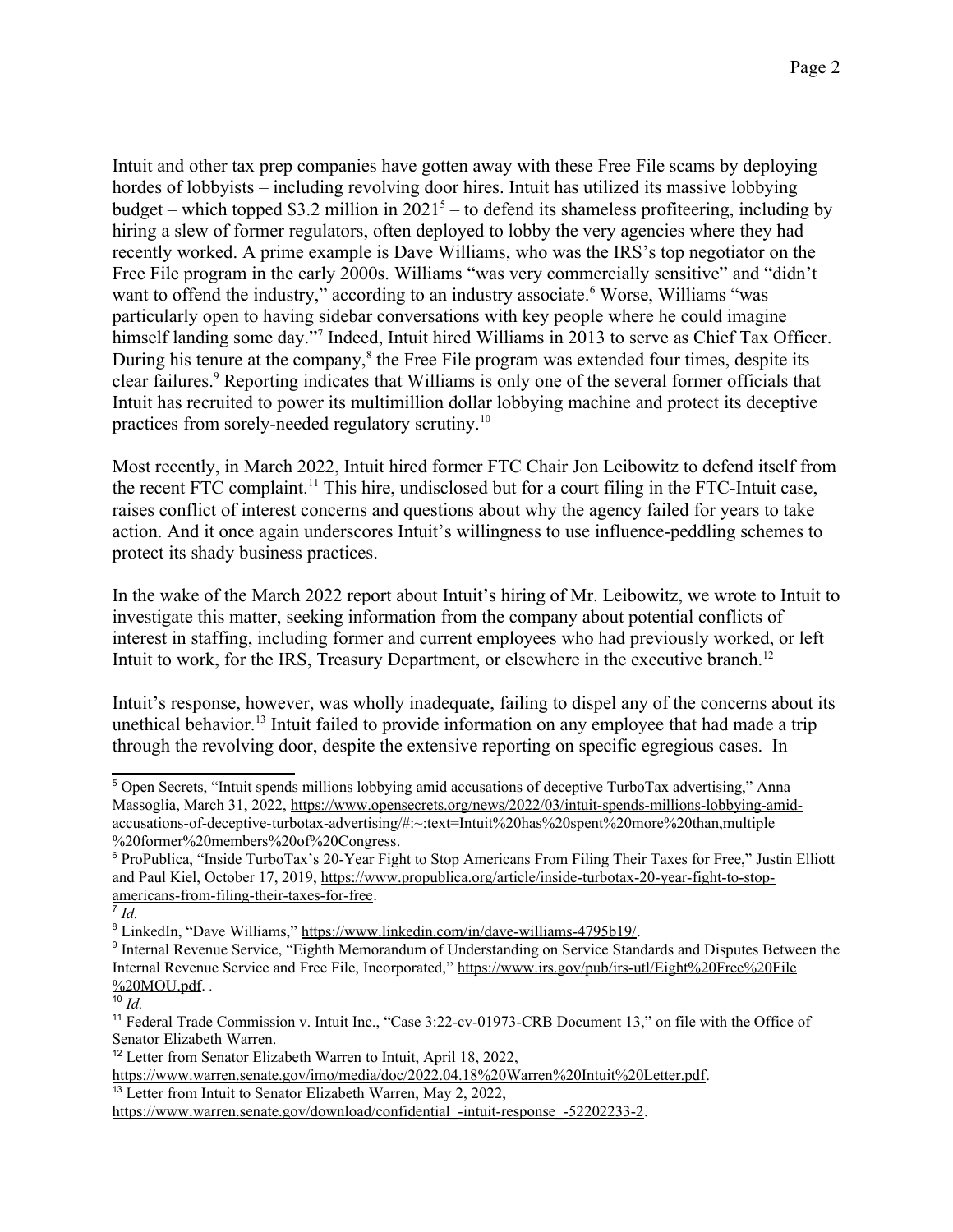Intuit and other tax prep companies have gotten away with these Free File scams by deploying hordes of lobbyists – including revolving door hires. Intuit has utilized its massive lobbying budget – which topped $3.2 million in 2021[5] – to defend its shameless profiteering, including by hiring a slew of former regulators, often deployed to lobby the very agencies where they had recently worked. A prime example is Dave Williams, who was the IRS's top negotiator on the Free File program in the early 2000s. Williams "was very commercially sensitive" and "didn't want to offend the industry," according to an industry associate.[6] Worse, Williams "was particularly open to having sidebar conversations with key people where he could imagine himself landing some day."[7] Indeed, Intuit hired Williams in 2013 to serve as Chief Tax Officer. During his tenure at the company,[8] the Free File program was extended four times, despite its clear failures.[9] Reporting indicates that Williams is only one of the several former officials that Intuit has recruited to power its multimillion dollar lobbying machine and protect its deceptive practices from sorely-needed regulatory scrutiny.[10]

Most recently, in March 2022, Intuit hired former FTC Chair Jon Leibowitz to defend itself from the recent FTC complaint.[11] This hire, undisclosed but for a court filing in the FTC-Intuit case, raises conflict of interest concerns and questions about why the agency failed for years to take action. And it once again underscores Intuit's willingness to use influence-peddling schemes to protect its shady business practices.

In the wake of the March 2022 report about Intuit's hiring of Mr. Leibowitz, we wrote to Intuit to investigate this matter, seeking information from the company about potential conflicts of interest in staffing, including former and current employees who had previously worked, or left Intuit to work, for the IRS, Treasury Department, or elsewhere in the executive branch.[12]

Intuit's response, however, was wholly inadequate, failing to dispel any of the concerns about its unethical behavior.[13] Intuit failed to provide information on any employee that had made a trip through the revolving door, despite the extensive reporting on specific egregious cases. In

---

[5] Open Secrets, "Intuit spends millions lobbying amid accusations of deceptive TurboTax advertising," Anna Massoglia, March 31, 2022, https://www.opensecrets.org/news/2022/03/intuit-spends-millions-lobbying-amid-accusations-of-deceptive-turbotax-advertising/#:~:text=Intuit%20has%20spent%20more%20than,multiple%20former%20members%20of%20Congress.

[6] ProPublica, "Inside TurboTax's 20-Year Fight to Stop Americans From Filing Their Taxes for Free," Justin Elliott and Paul Kiel, October 17, 2019, https://www.propublica.org/article/inside-turbotax-20-year-fight-to-stop-americans-from-filing-their-taxes-for-free.

[7] *Id.*

[8] LinkedIn, "Dave Williams," https://www.linkedin.com/in/dave-williams-4795b19/.

[9] Internal Revenue Service, "Eighth Memorandum of Understanding on Service Standards and Disputes Between the Internal Revenue Service and Free File, Incorporated," https://www.irs.gov/pub/irs-utl/Eight%20Free%20File%20MOU.pdf. .

[10] *Id.*

[11] Federal Trade Commission v. Intuit Inc., "Case 3:22-cv-01973-CRB Document 13," on file with the Office of Senator Elizabeth Warren.

[12] Letter from Senator Elizabeth Warren to Intuit, April 18, 2022, https://www.warren.senate.gov/imo/media/doc/2022.04.18%20Warren%20Intuit%20Letter.pdf.

[13] Letter from Intuit to Senator Elizabeth Warren, May 2, 2022, https://www.warren.senate.gov/download/confidential_-intuit-response_-52202233-2.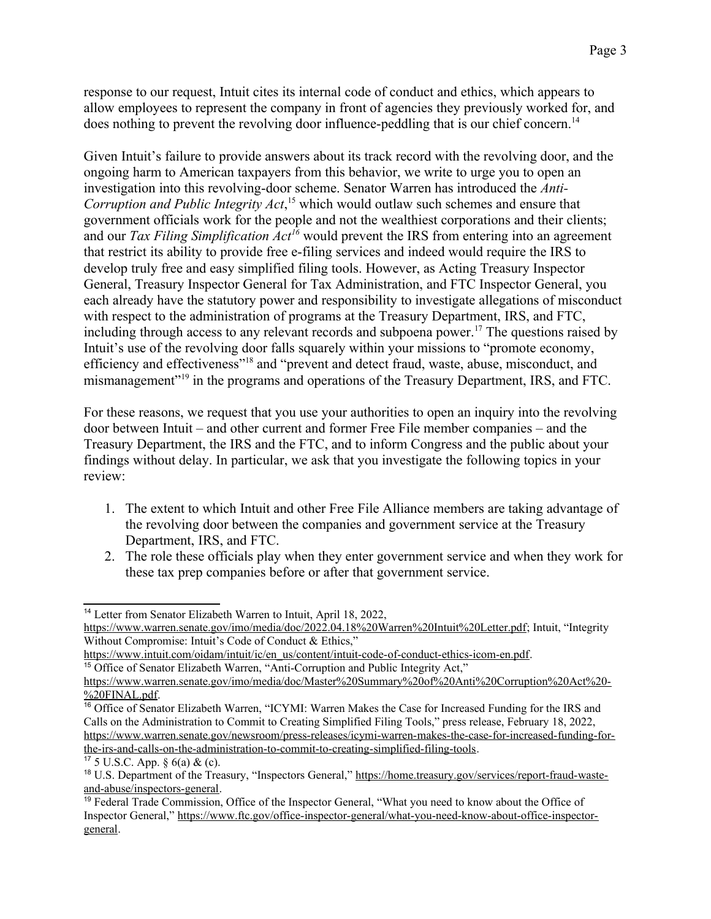response to our request, Intuit cites its internal code of conduct and ethics, which appears to allow employees to represent the company in front of agencies they previously worked for, and does nothing to prevent the revolving door influence-peddling that is our chief concern.[14]

Given Intuit's failure to provide answers about its track record with the revolving door, and the ongoing harm to American taxpayers from this behavior, we write to urge you to open an investigation into this revolving-door scheme. Senator Warren has introduced the *Anti-Corruption and Public Integrity Act*,[15] which would outlaw such schemes and ensure that government officials work for the people and not the wealthiest corporations and their clients; and our *Tax Filing Simplification Act*[16] would prevent the IRS from entering into an agreement that restrict its ability to provide free e-filing services and indeed would require the IRS to develop truly free and easy simplified filing tools. However, as Acting Treasury Inspector General, Treasury Inspector General for Tax Administration, and FTC Inspector General, you each already have the statutory power and responsibility to investigate allegations of misconduct with respect to the administration of programs at the Treasury Department, IRS, and FTC, including through access to any relevant records and subpoena power.[17] The questions raised by Intuit's use of the revolving door falls squarely within your missions to "promote economy, efficiency and effectiveness"[18] and "prevent and detect fraud, waste, abuse, misconduct, and mismanagement"[19] in the programs and operations of the Treasury Department, IRS, and FTC.

For these reasons, we request that you use your authorities to open an inquiry into the revolving door between Intuit – and other current and former Free File member companies – and the Treasury Department, the IRS and the FTC, and to inform Congress and the public about your findings without delay. In particular, we ask that you investigate the following topics in your review:

1. The extent to which Intuit and other Free File Alliance members are taking advantage of the revolving door between the companies and government service at the Treasury Department, IRS, and FTC.
2. The role these officials play when they enter government service and when they work for these tax prep companies before or after that government service.

---

[14] Letter from Senator Elizabeth Warren to Intuit, April 18, 2022, https://www.warren.senate.gov/imo/media/doc/2022.04.18%20Warren%20Intuit%20Letter.pdf; Intuit, "Integrity Without Compromise: Intuit's Code of Conduct & Ethics," https://www.intuit.com/oidam/intuit/ic/en_us/content/intuit-code-of-conduct-ethics-icom-en.pdf.

[15] Office of Senator Elizabeth Warren, "Anti-Corruption and Public Integrity Act," https://www.warren.senate.gov/imo/media/doc/Master%20Summary%20of%20Anti%20Corruption%20Act%20-%20FINAL.pdf.

[16] Office of Senator Elizabeth Warren, "ICYMI: Warren Makes the Case for Increased Funding for the IRS and Calls on the Administration to Commit to Creating Simplified Filing Tools," press release, February 18, 2022, https://www.warren.senate.gov/newsroom/press-releases/icymi-warren-makes-the-case-for-increased-funding-for-the-irs-and-calls-on-the-administration-to-commit-to-creating-simplified-filing-tools.

[17] 5 U.S.C. App. § 6(a) & (c).

[18] U.S. Department of the Treasury, "Inspectors General," https://home.treasury.gov/services/report-fraud-waste-and-abuse/inspectors-general.

[19] Federal Trade Commission, Office of the Inspector General, "What you need to know about the Office of Inspector General," https://www.ftc.gov/office-inspector-general/what-you-need-know-about-office-inspector-general.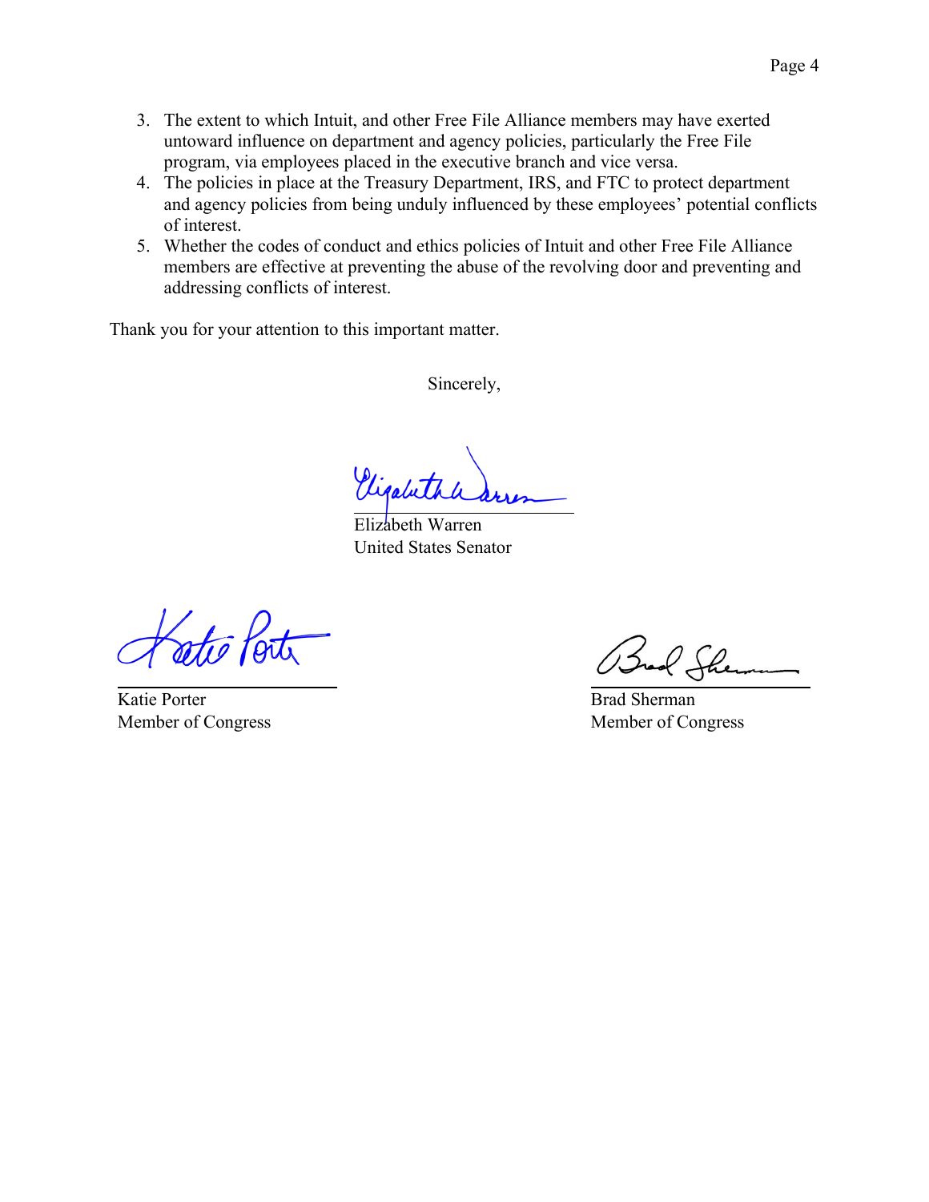3. The extent to which Intuit, and other Free File Alliance members may have exerted untoward influence on department and agency policies, particularly the Free File program, via employees placed in the executive branch and vice versa.
4. The policies in place at the Treasury Department, IRS, and FTC to protect department and agency policies from being unduly influenced by these employees' potential conflicts of interest.
5. Whether the codes of conduct and ethics policies of Intuit and other Free File Alliance members are effective at preventing the abuse of the revolving door and preventing and addressing conflicts of interest.

Thank you for your attention to this important matter.

Sincerely,

Elizabeth Warren
United States Senator

Katie Porter
Member of Congress

Brad Sherman
Member of Congress